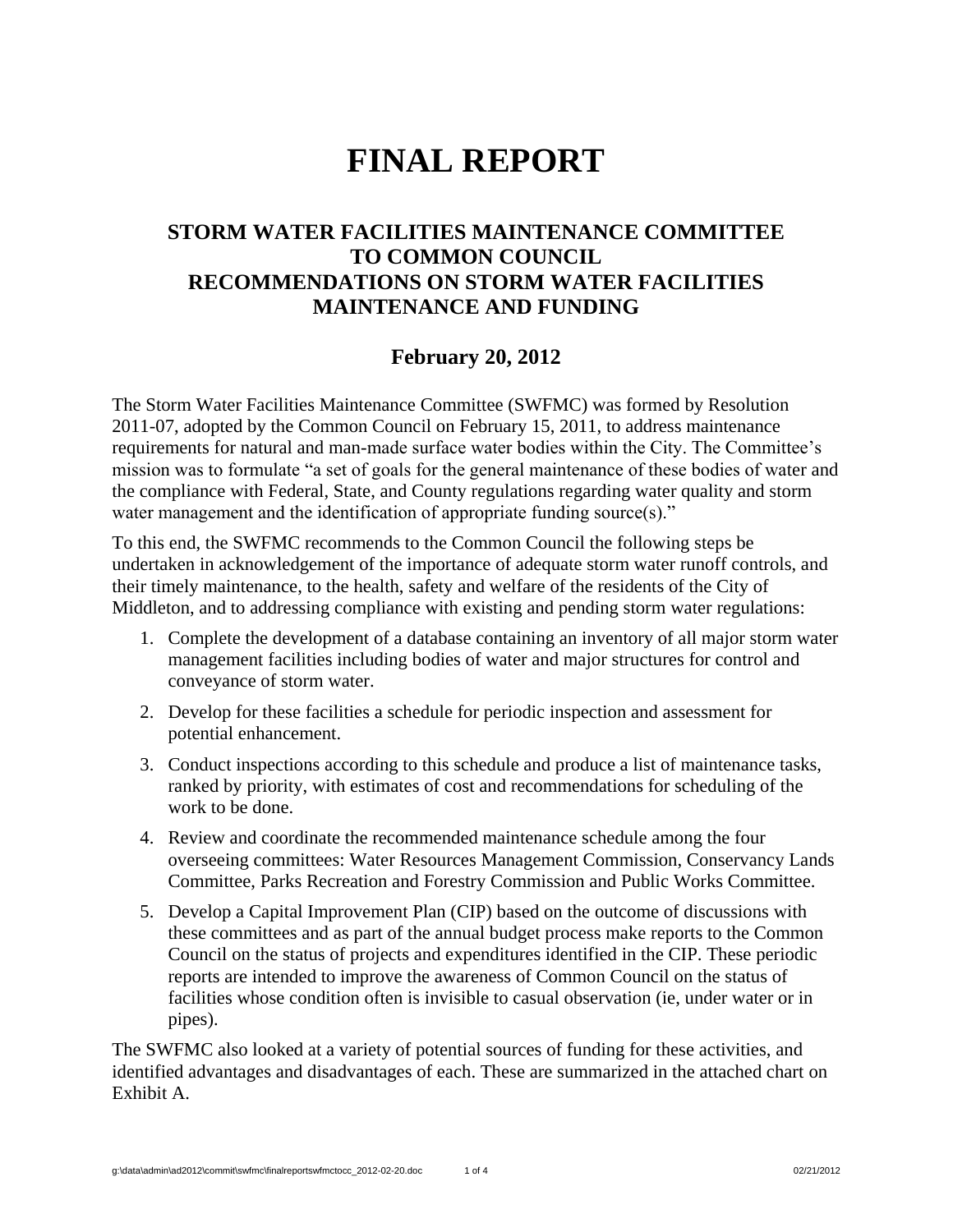# FINAL REPORT

## STORM WATER FACILITIES MAINTENANCE COMMITTEE TO COMMON COUNCIL RECOMMENDATIONS ON STORM WATER FACILITIES MAINTENANCE AND FUNDING

### February 20, 2012

The Storm Water Facilities Maintenance Committee (SWFMC) was formed by Resolution 2011-07, adopted by the Common Council on February 15, 2011, to address maintenance requirements for natural and man-made surface water bodies within the City. The Committee's mission was to formulate "a set of goals for the general maintenance of these bodies of water and the compliance with Federal, State, and County regulations regarding water quality and storm water management and the identification of appropriate funding source(s)."

To this end, the SWFMC recommends to the Common Council the following steps be undertaken in acknowledgement of the importance of adequate storm water runoff controls, and their timely maintenance, to the health, safety and welfare of the residents of the City of Middleton, and to addressing compliance with existing and pending storm water regulations:

1. Complete the development of a database containing an inventory of all major storm water management facilities including bodies of water and major structures for control and conveyance of storm water.
2. Develop for these facilities a schedule for periodic inspection and assessment for potential enhancement.
3. Conduct inspections according to this schedule and produce a list of maintenance tasks, ranked by priority, with estimates of cost and recommendations for scheduling of the work to be done.
4. Review and coordinate the recommended maintenance schedule among the four overseeing committees: Water Resources Management Commission, Conservancy Lands Committee, Parks Recreation and Forestry Commission and Public Works Committee.
5. Develop a Capital Improvement Plan (CIP) based on the outcome of discussions with these committees and as part of the annual budget process make reports to the Common Council on the status of projects and expenditures identified in the CIP. These periodic reports are intended to improve the awareness of Common Council on the status of facilities whose condition often is invisible to casual observation (ie, under water or in pipes).

The SWFMC also looked at a variety of potential sources of funding for these activities, and identified advantages and disadvantages of each. These are summarized in the attached chart on Exhibit A.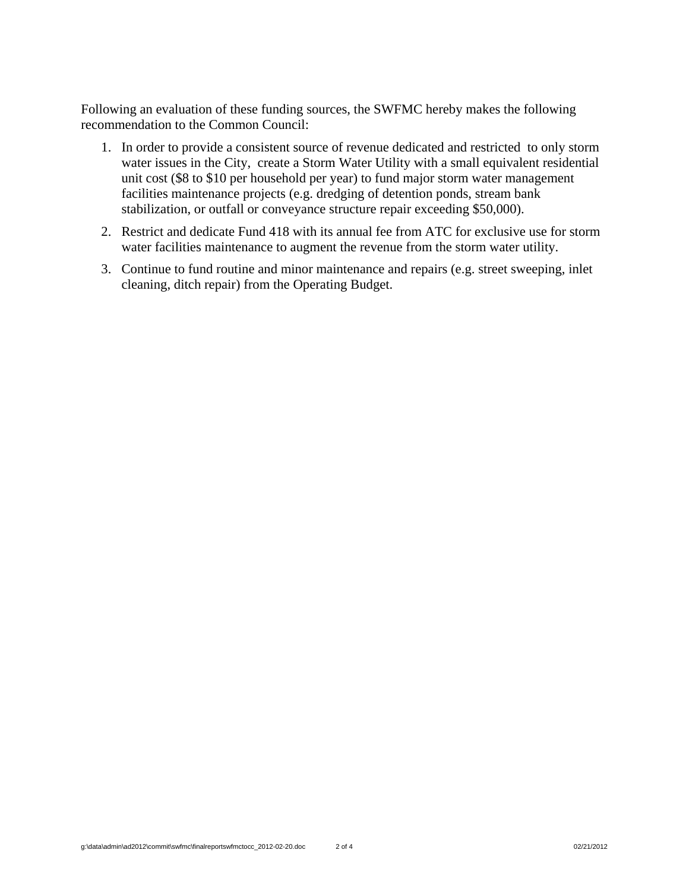Following an evaluation of these funding sources, the SWFMC hereby makes the following recommendation to the Common Council:

1. In order to provide a consistent source of revenue dedicated and restricted to only storm water issues in the City, create a Storm Water Utility with a small equivalent residential unit cost ($8 to $10 per household per year) to fund major storm water management facilities maintenance projects (e.g. dredging of detention ponds, stream bank stabilization, or outfall or conveyance structure repair exceeding $50,000).
2. Restrict and dedicate Fund 418 with its annual fee from ATC for exclusive use for storm water facilities maintenance to augment the revenue from the storm water utility.
3. Continue to fund routine and minor maintenance and repairs (e.g. street sweeping, inlet cleaning, ditch repair) from the Operating Budget.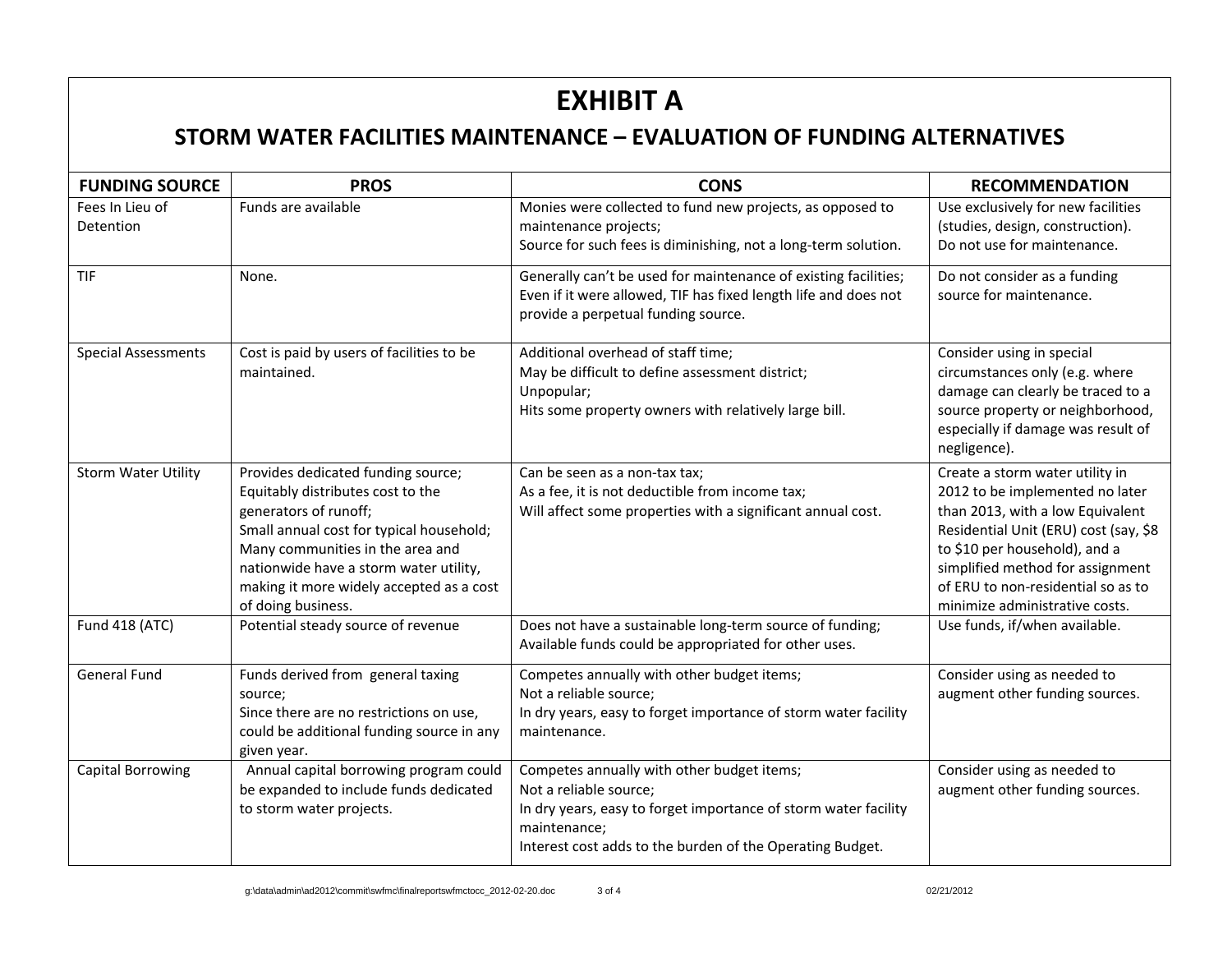# EXHIBIT A

## STORM WATER FACILITIES MAINTENANCE – EVALUATION OF FUNDING ALTERNATIVES

| FUNDING SOURCE | PROS | CONS | RECOMMENDATION |
|---|---|---|---|
| Fees In Lieu of Detention | Funds are available | Monies were collected to fund new projects, as opposed to maintenance projects;<br>Source for such fees is diminishing, not a long-term solution. | Use exclusively for new facilities (studies, design, construction). Do not use for maintenance. |
| TIF | None. | Generally can't be used for maintenance of existing facilities;<br>Even if it were allowed, TIF has fixed length life and does not provide a perpetual funding source. | Do not consider as a funding source for maintenance. |
| Special Assessments | Cost is paid by users of facilities to be maintained. | Additional overhead of staff time;<br>May be difficult to define assessment district;<br>Unpopular;<br>Hits some property owners with relatively large bill. | Consider using in special circumstances only (e.g. where damage can clearly be traced to a source property or neighborhood, especially if damage was result of negligence). |
| Storm Water Utility | Provides dedicated funding source;<br>Equitably distributes cost to the generators of runoff;<br>Small annual cost for typical household;<br>Many communities in the area and nationwide have a storm water utility, making it more widely accepted as a cost of doing business. | Can be seen as a non-tax tax;<br>As a fee, it is not deductible from income tax;<br>Will affect some properties with a significant annual cost. | Create a storm water utility in 2012 to be implemented no later than 2013, with a low Equivalent Residential Unit (ERU) cost (say, $8 to $10 per household), and a simplified method for assignment of ERU to non-residential so as to minimize administrative costs. |
| Fund 418 (ATC) | Potential steady source of revenue | Does not have a sustainable long-term source of funding;<br>Available funds could be appropriated for other uses. | Use funds, if/when available. |
| General Fund | Funds derived from general taxing source;<br>Since there are no restrictions on use, could be additional funding source in any given year. | Competes annually with other budget items;<br>Not a reliable source;<br>In dry years, easy to forget importance of storm water facility maintenance. | Consider using as needed to augment other funding sources. |
| Capital Borrowing | Annual capital borrowing program could be expanded to include funds dedicated to storm water projects. | Competes annually with other budget items;<br>Not a reliable source;<br>In dry years, easy to forget importance of storm water facility maintenance;<br>Interest cost adds to the burden of the Operating Budget. | Consider using as needed to augment other funding sources. |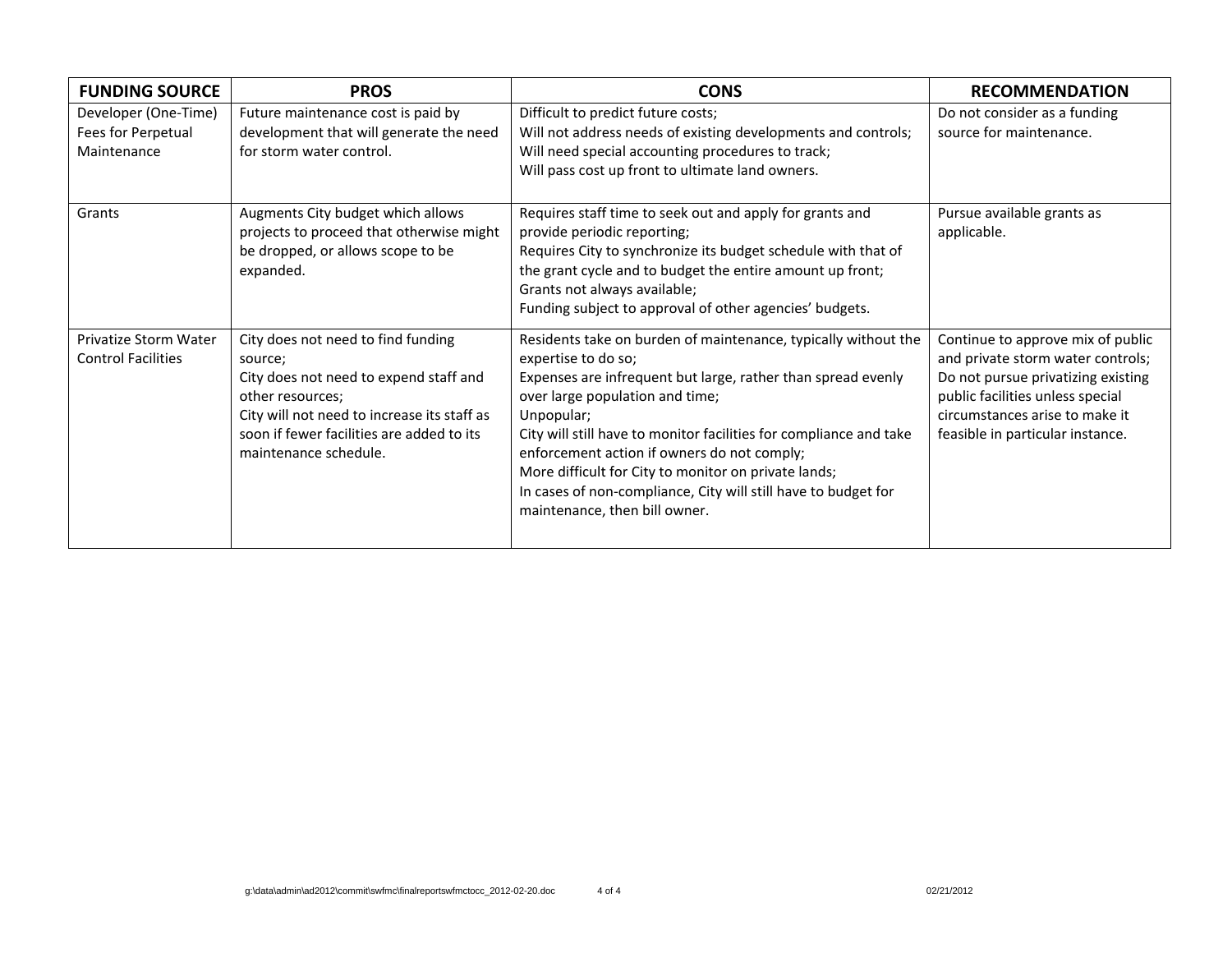| FUNDING SOURCE | PROS | CONS | RECOMMENDATION |
|---|---|---|---|
| Developer (One-Time) Fees for Perpetual Maintenance | Future maintenance cost is paid by development that will generate the need for storm water control. | Difficult to predict future costs;<br>Will not address needs of existing developments and controls;<br>Will need special accounting procedures to track;<br>Will pass cost up front to ultimate land owners. | Do not consider as a funding source for maintenance. |
| Grants | Augments City budget which allows projects to proceed that otherwise might be dropped, or allows scope to be expanded. | Requires staff time to seek out and apply for grants and provide periodic reporting;<br>Requires City to synchronize its budget schedule with that of the grant cycle and to budget the entire amount up front;<br>Grants not always available;<br>Funding subject to approval of other agencies' budgets. | Pursue available grants as applicable. |
| Privatize Storm Water Control Facilities | City does not need to find funding source;<br>City does not need to expend staff and other resources;<br>City will not need to increase its staff as soon if fewer facilities are added to its maintenance schedule. | Residents take on burden of maintenance, typically without the expertise to do so;<br>Expenses are infrequent but large, rather than spread evenly over large population and time;<br>Unpopular;<br>City will still have to monitor facilities for compliance and take enforcement action if owners do not comply;<br>More difficult for City to monitor on private lands;<br>In cases of non-compliance, City will still have to budget for maintenance, then bill owner. | Continue to approve mix of public and private storm water controls;<br>Do not pursue privatizing existing public facilities unless special circumstances arise to make it feasible in particular instance. |